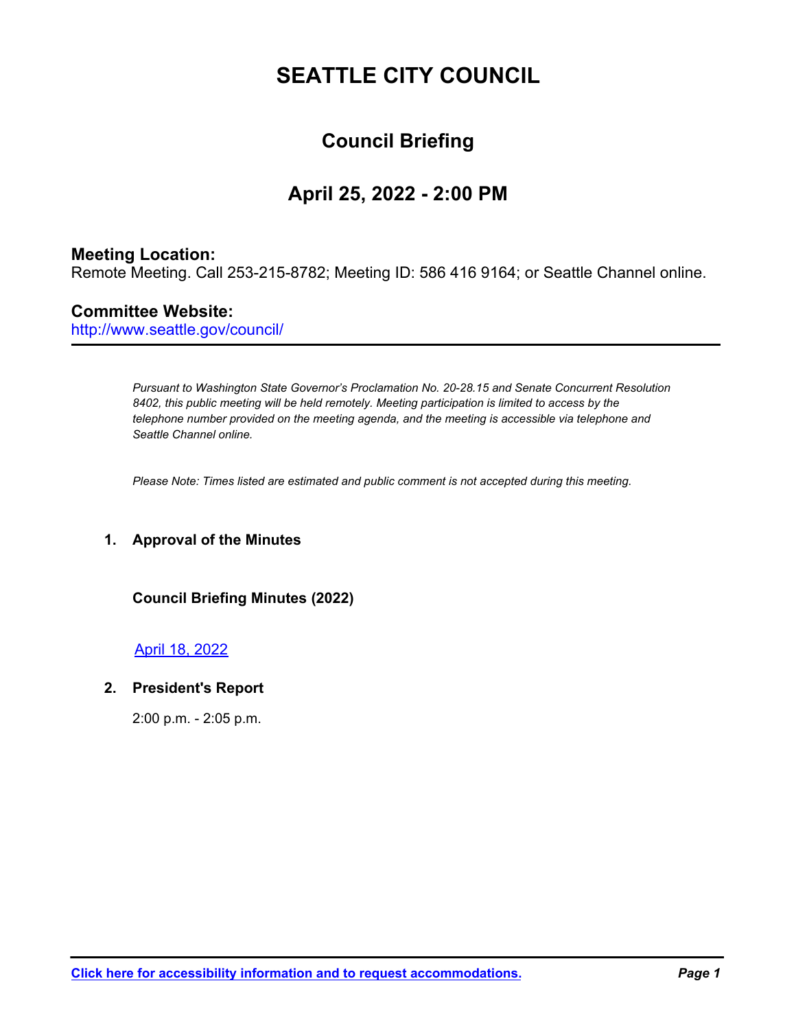# SEATTLE CITY COUNCIL

## Council Briefing

## April 25, 2022 - 2:00 PM

**Meeting Location:**
Remote Meeting. Call 253-215-8782; Meeting ID: 586 416 9164; or Seattle Channel online.

**Committee Website:**
http://www.seattle.gov/council/

---

*Pursuant to Washington State Governor's Proclamation No. 20-28.15 and Senate Concurrent Resolution 8402, this public meeting will be held remotely. Meeting participation is limited to access by the telephone number provided on the meeting agenda, and the meeting is accessible via telephone and Seattle Channel online.*

*Please Note: Times listed are estimated and public comment is not accepted during this meeting.*

**1. Approval of the Minutes**

**Council Briefing Minutes (2022)**

April 18, 2022

**2. President's Report**

2:00 p.m. - 2:05 p.m.

**Click here for accessibility information and to request accommodations.**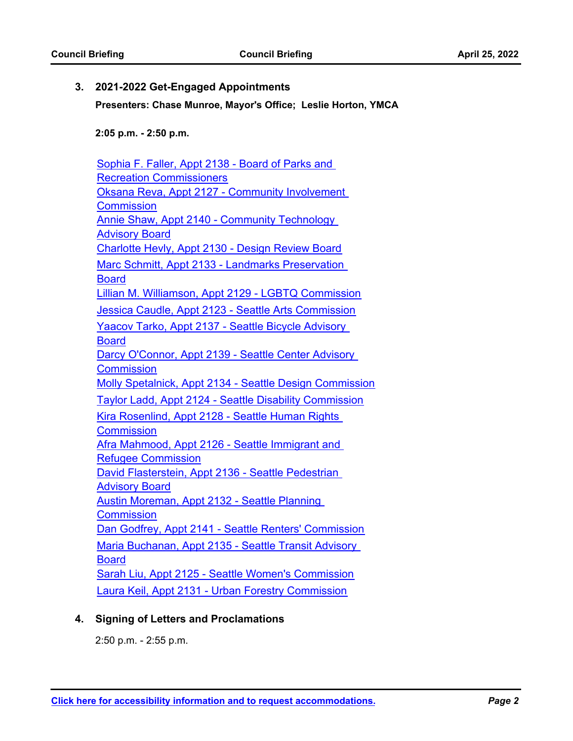## 3. 2021-2022 Get-Engaged Appointments

**Presenters: Chase Munroe, Mayor's Office; Leslie Horton, YMCA**

**2:05 p.m. - 2:50 p.m.**

- Sophia F. Faller, Appt 2138 - Board of Parks and Recreation Commissioners
- Oksana Reva, Appt 2127 - Community Involvement Commission
- Annie Shaw, Appt 2140 - Community Technology Advisory Board
- Charlotte Hevly, Appt 2130 - Design Review Board
- Marc Schmitt, Appt 2133 - Landmarks Preservation Board
- Lillian M. Williamson, Appt 2129 - LGBTQ Commission
- Jessica Caudle, Appt 2123 - Seattle Arts Commission
- Yaacov Tarko, Appt 2137 - Seattle Bicycle Advisory Board
- Darcy O'Connor, Appt 2139 - Seattle Center Advisory Commission
- Molly Spetalnick, Appt 2134 - Seattle Design Commission
- Taylor Ladd, Appt 2124 - Seattle Disability Commission
- Kira Rosenlind, Appt 2128 - Seattle Human Rights Commission
- Afra Mahmood, Appt 2126 - Seattle Immigrant and Refugee Commission
- David Flasterstein, Appt 2136 - Seattle Pedestrian Advisory Board
- Austin Moreman, Appt 2132 - Seattle Planning Commission
- Dan Godfrey, Appt 2141 - Seattle Renters' Commission
- Maria Buchanan, Appt 2135 - Seattle Transit Advisory Board
- Sarah Liu, Appt 2125 - Seattle Women's Commission
- Laura Keil, Appt 2131 - Urban Forestry Commission

## 4. Signing of Letters and Proclamations

2:50 p.m. - 2:55 p.m.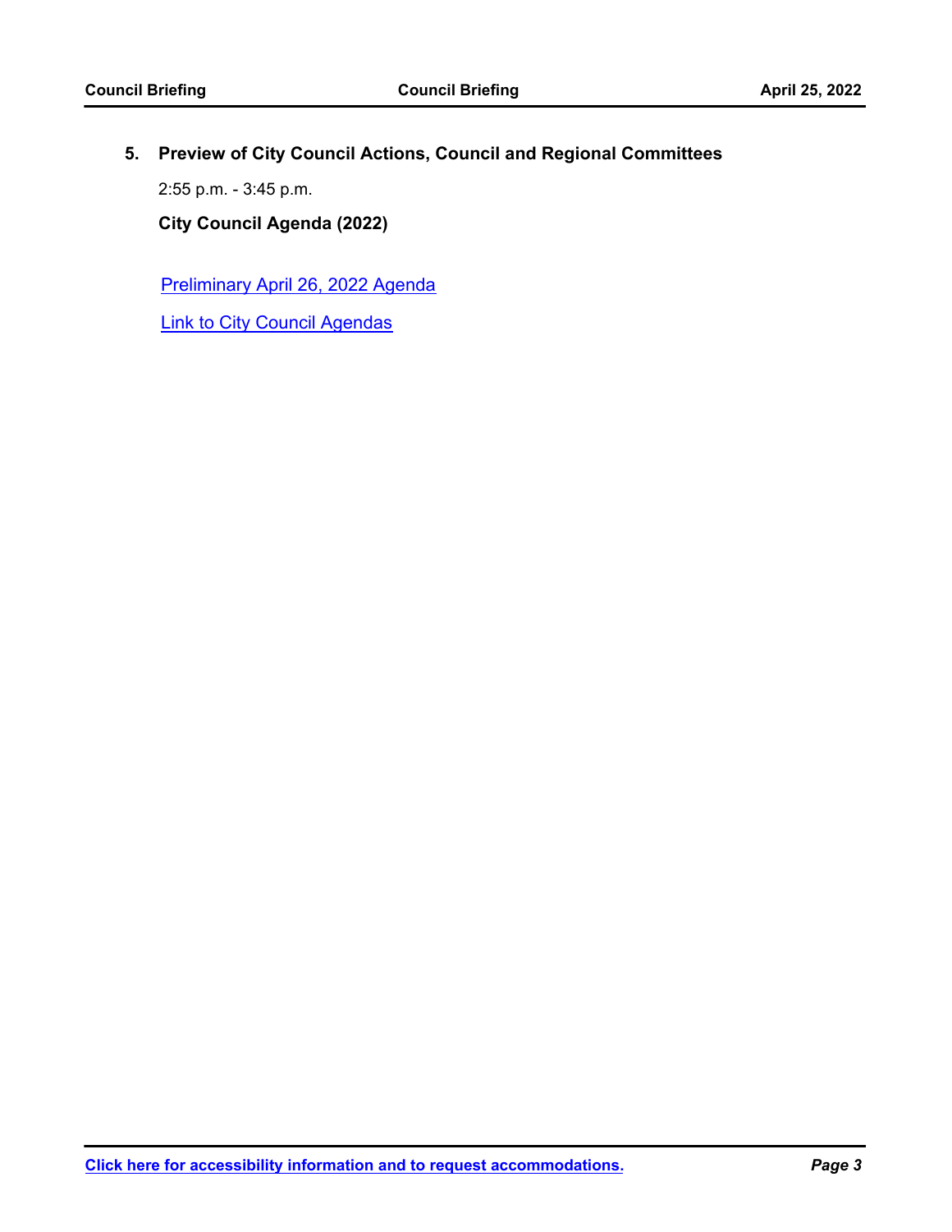## 5. Preview of City Council Actions, Council and Regional Committees

2:55 p.m. - 3:45 p.m.

**City Council Agenda (2022)**

Preliminary April 26, 2022 Agenda

Link to City Council Agendas